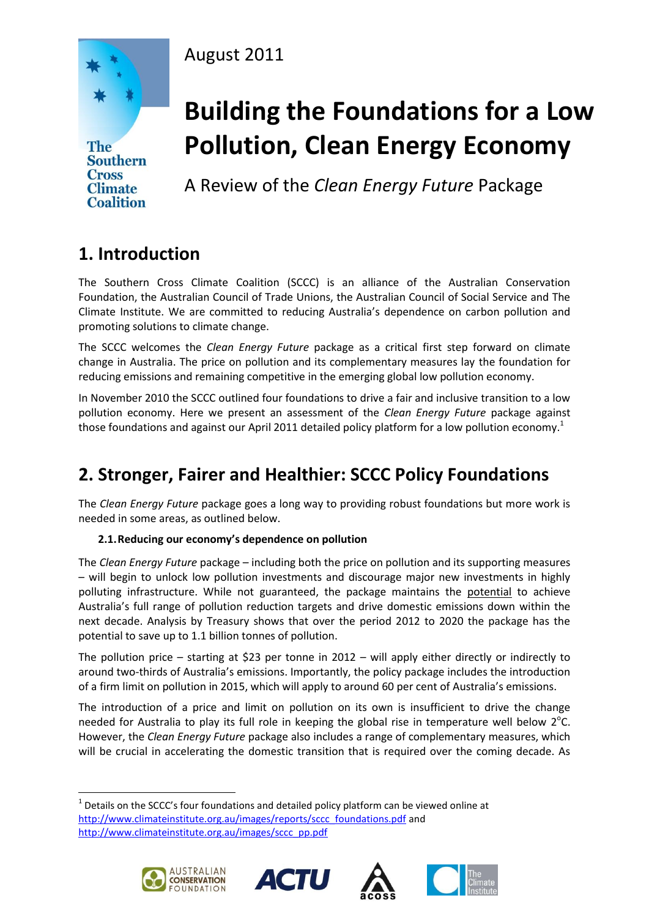The Southern Cross Climate Coalition

August 2011

# Building the Foundations for a Low Pollution, Clean Energy Economy

A Review of the *Clean Energy Future* Package

## 1. Introduction

The Southern Cross Climate Coalition (SCCC) is an alliance of the Australian Conservation Foundation, the Australian Council of Trade Unions, the Australian Council of Social Service and The Climate Institute. We are committed to reducing Australia's dependence on carbon pollution and promoting solutions to climate change.

The SCCC welcomes the *Clean Energy Future* package as a critical first step forward on climate change in Australia. The price on pollution and its complementary measures lay the foundation for reducing emissions and remaining competitive in the emerging global low pollution economy.

In November 2010 the SCCC outlined four foundations to drive a fair and inclusive transition to a low pollution economy. Here we present an assessment of the *Clean Energy Future* package against those foundations and against our April 2011 detailed policy platform for a low pollution economy.[1]

## 2. Stronger, Fairer and Healthier: SCCC Policy Foundations

The *Clean Energy Future* package goes a long way to providing robust foundations but more work is needed in some areas, as outlined below.

### 2.1. Reducing our economy's dependence on pollution

The *Clean Energy Future* package – including both the price on pollution and its supporting measures – will begin to unlock low pollution investments and discourage major new investments in highly polluting infrastructure. While not guaranteed, the package maintains the potential to achieve Australia's full range of pollution reduction targets and drive domestic emissions down within the next decade. Analysis by Treasury shows that over the period 2012 to 2020 the package has the potential to save up to 1.1 billion tonnes of pollution.

The pollution price – starting at $23 per tonne in 2012 – will apply either directly or indirectly to around two-thirds of Australia's emissions. Importantly, the policy package includes the introduction of a firm limit on pollution in 2015, which will apply to around 60 per cent of Australia's emissions.

The introduction of a price and limit on pollution on its own is insufficient to drive the change needed for Australia to play its full role in keeping the global rise in temperature well below 2°C. However, the *Clean Energy Future* package also includes a range of complementary measures, which will be crucial in accelerating the domestic transition that is required over the coming decade. As

[1] Details on the SCCC's four foundations and detailed policy platform can be viewed online at http://www.climateinstitute.org.au/images/reports/sccc_foundations.pdf and http://www.climateinstitute.org.au/images/sccc_pp.pdf

AUSTRALIAN CONSERVATION FOUNDATION | ACTU | acoss | The Climate Institute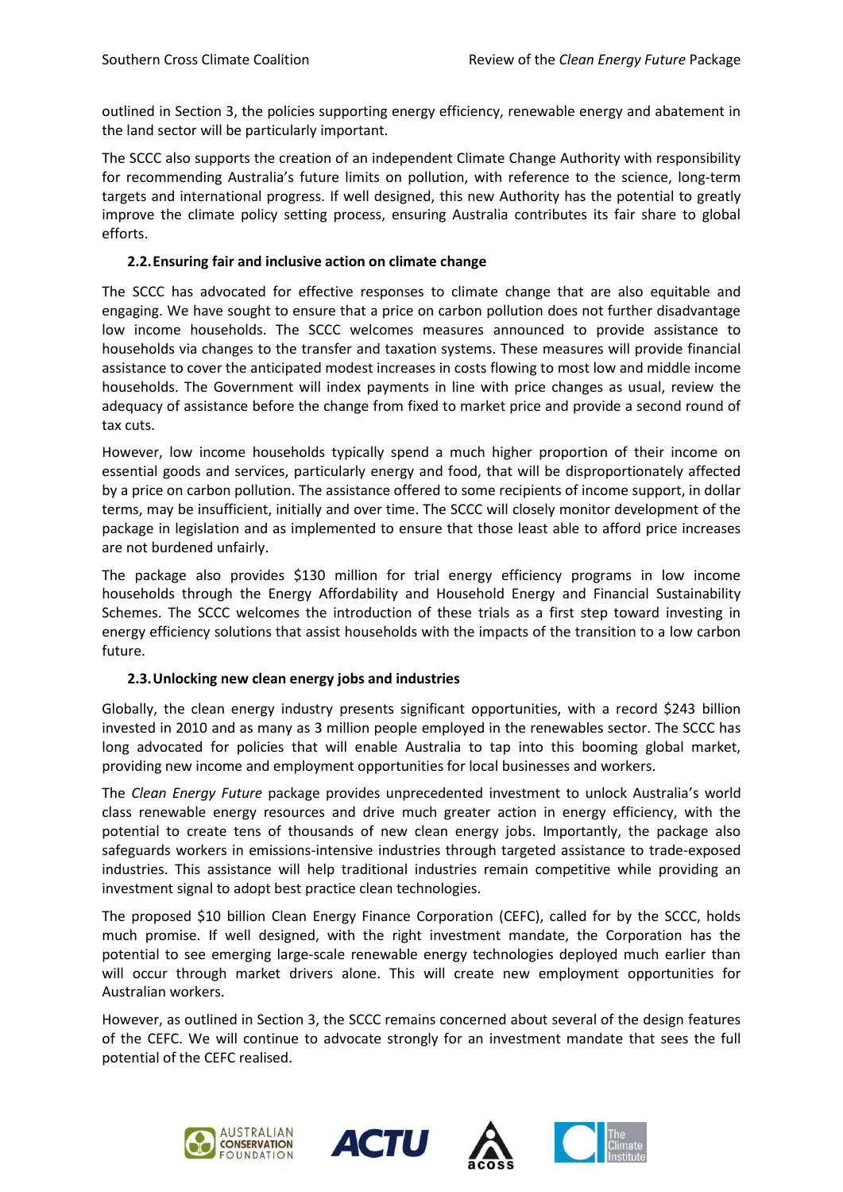outlined in Section 3, the policies supporting energy efficiency, renewable energy and abatement in the land sector will be particularly important.

The SCCC also supports the creation of an independent Climate Change Authority with responsibility for recommending Australia's future limits on pollution, with reference to the science, long-term targets and international progress. If well designed, this new Authority has the potential to greatly improve the climate policy setting process, ensuring Australia contributes its fair share to global efforts.

### 2.2. Ensuring fair and inclusive action on climate change

The SCCC has advocated for effective responses to climate change that are also equitable and engaging. We have sought to ensure that a price on carbon pollution does not further disadvantage low income households. The SCCC welcomes measures announced to provide assistance to households via changes to the transfer and taxation systems. These measures will provide financial assistance to cover the anticipated modest increases in costs flowing to most low and middle income households. The Government will index payments in line with price changes as usual, review the adequacy of assistance before the change from fixed to market price and provide a second round of tax cuts.

However, low income households typically spend a much higher proportion of their income on essential goods and services, particularly energy and food, that will be disproportionately affected by a price on carbon pollution. The assistance offered to some recipients of income support, in dollar terms, may be insufficient, initially and over time. The SCCC will closely monitor development of the package in legislation and as implemented to ensure that those least able to afford price increases are not burdened unfairly.

The package also provides $130 million for trial energy efficiency programs in low income households through the Energy Affordability and Household Energy and Financial Sustainability Schemes. The SCCC welcomes the introduction of these trials as a first step toward investing in energy efficiency solutions that assist households with the impacts of the transition to a low carbon future.

### 2.3. Unlocking new clean energy jobs and industries

Globally, the clean energy industry presents significant opportunities, with a record $243 billion invested in 2010 and as many as 3 million people employed in the renewables sector. The SCCC has long advocated for policies that will enable Australia to tap into this booming global market, providing new income and employment opportunities for local businesses and workers.

The *Clean Energy Future* package provides unprecedented investment to unlock Australia's world class renewable energy resources and drive much greater action in energy efficiency, with the potential to create tens of thousands of new clean energy jobs. Importantly, the package also safeguards workers in emissions-intensive industries through targeted assistance to trade-exposed industries. This assistance will help traditional industries remain competitive while providing an investment signal to adopt best practice clean technologies.

The proposed $10 billion Clean Energy Finance Corporation (CEFC), called for by the SCCC, holds much promise. If well designed, with the right investment mandate, the Corporation has the potential to see emerging large-scale renewable energy technologies deployed much earlier than will occur through market drivers alone. This will create new employment opportunities for Australian workers.

However, as outlined in Section 3, the SCCC remains concerned about several of the design features of the CEFC. We will continue to advocate strongly for an investment mandate that sees the full potential of the CEFC realised.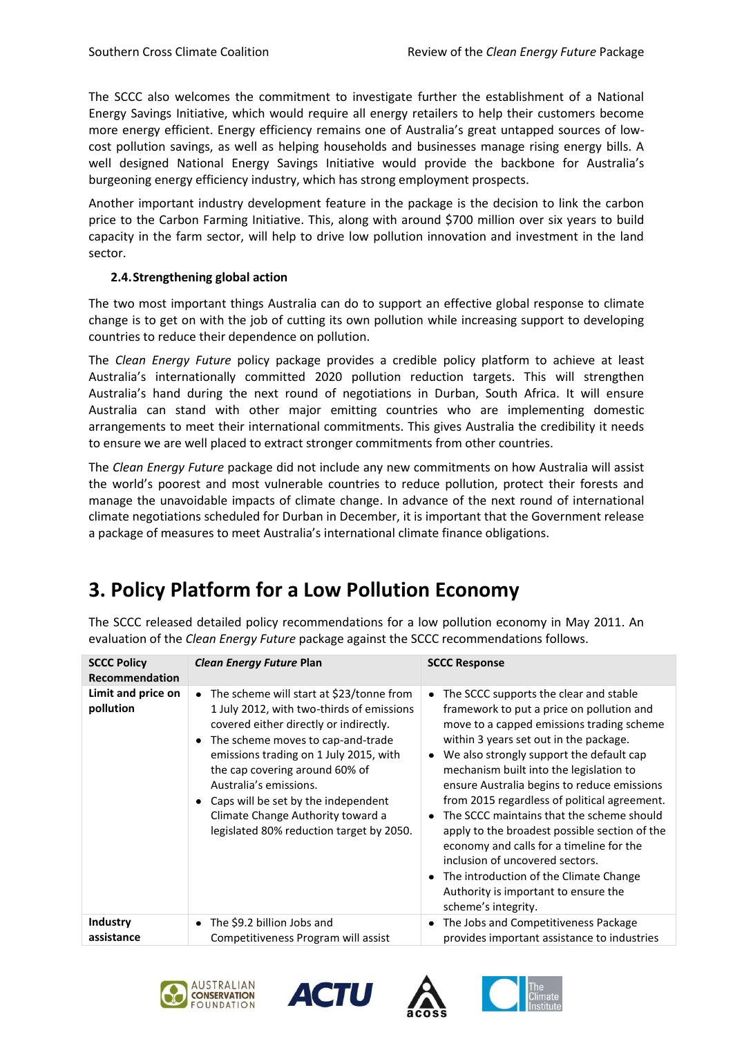The SCCC also welcomes the commitment to investigate further the establishment of a National Energy Savings Initiative, which would require all energy retailers to help their customers become more energy efficient. Energy efficiency remains one of Australia's great untapped sources of low-cost pollution savings, as well as helping households and businesses manage rising energy bills. A well designed National Energy Savings Initiative would provide the backbone for Australia's burgeoning energy efficiency industry, which has strong employment prospects.

Another important industry development feature in the package is the decision to link the carbon price to the Carbon Farming Initiative. This, along with around $700 million over six years to build capacity in the farm sector, will help to drive low pollution innovation and investment in the land sector.

### 2.4. Strengthening global action

The two most important things Australia can do to support an effective global response to climate change is to get on with the job of cutting its own pollution while increasing support to developing countries to reduce their dependence on pollution.

The *Clean Energy Future* policy package provides a credible policy platform to achieve at least Australia's internationally committed 2020 pollution reduction targets. This will strengthen Australia's hand during the next round of negotiations in Durban, South Africa. It will ensure Australia can stand with other major emitting countries who are implementing domestic arrangements to meet their international commitments. This gives Australia the credibility it needs to ensure we are well placed to extract stronger commitments from other countries.

The *Clean Energy Future* package did not include any new commitments on how Australia will assist the world's poorest and most vulnerable countries to reduce pollution, protect their forests and manage the unavoidable impacts of climate change. In advance of the next round of international climate negotiations scheduled for Durban in December, it is important that the Government release a package of measures to meet Australia's international climate finance obligations.

# 3. Policy Platform for a Low Pollution Economy

The SCCC released detailed policy recommendations for a low pollution economy in May 2011. An evaluation of the *Clean Energy Future* package against the SCCC recommendations follows.

| SCCC Policy Recommendation | *Clean Energy Future* Plan | SCCC Response |
|---|---|---|
| **Limit and price on pollution** | • The scheme will start at $23/tonne from 1 July 2012, with two-thirds of emissions covered either directly or indirectly.<br>• The scheme moves to cap-and-trade emissions trading on 1 July 2015, with the cap covering around 60% of Australia's emissions.<br>• Caps will be set by the independent Climate Change Authority toward a legislated 80% reduction target by 2050. | • The SCCC supports the clear and stable framework to put a price on pollution and move to a capped emissions trading scheme within 3 years set out in the package.<br>• We also strongly support the default cap mechanism built into the legislation to ensure Australia begins to reduce emissions from 2015 regardless of political agreement.<br>• The SCCC maintains that the scheme should apply to the broadest possible section of the economy and calls for a timeline for the inclusion of uncovered sectors.<br>• The introduction of the Climate Change Authority is important to ensure the scheme's integrity. |
| **Industry assistance** | • The $9.2 billion Jobs and Competitiveness Program will assist | • The Jobs and Competitiveness Package provides important assistance to industries |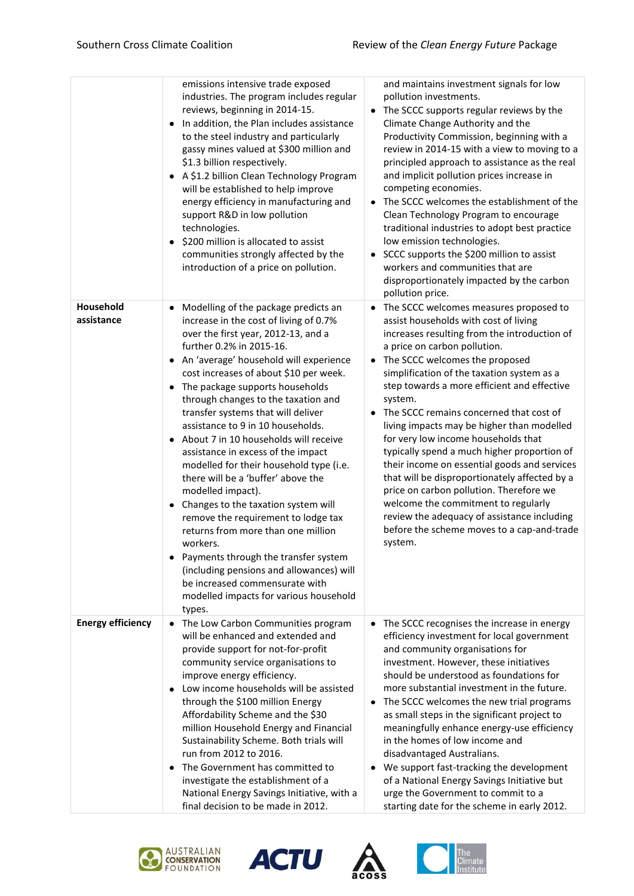| | | |
|---|---|---|
| | • emissions intensive trade exposed industries. The program includes regular reviews, beginning in 2014-15.<br>• In addition, the Plan includes assistance to the steel industry and particularly gassy mines valued at $300 million and $1.3 billion respectively.<br>• A $1.2 billion Clean Technology Program will be established to help improve energy efficiency in manufacturing and support R&D in low pollution technologies.<br>• $200 million is allocated to assist communities strongly affected by the introduction of a price on pollution. | and maintains investment signals for low pollution investments.<br>• The SCCC supports regular reviews by the Climate Change Authority and the Productivity Commission, beginning with a review in 2014-15 with a view to moving to a principled approach to assistance as the real and implicit pollution prices increase in competing economies.<br>• The SCCC welcomes the establishment of the Clean Technology Program to encourage traditional industries to adopt best practice low emission technologies.<br>• SCCC supports the $200 million to assist workers and communities that are disproportionately impacted by the carbon pollution price. |
| **Household assistance** | • Modelling of the package predicts an increase in the cost of living of 0.7% over the first year, 2012-13, and a further 0.2% in 2015-16.<br>• An 'average' household will experience cost increases of about $10 per week.<br>• The package supports households through changes to the taxation and transfer systems that will deliver assistance to 9 in 10 households.<br>• About 7 in 10 households will receive assistance in excess of the impact modelled for their household type (i.e. there will be a 'buffer' above the modelled impact).<br>• Changes to the taxation system will remove the requirement to lodge tax returns from more than one million workers.<br>• Payments through the transfer system (including pensions and allowances) will be increased commensurate with modelled impacts for various household types. | • The SCCC welcomes measures proposed to assist households with cost of living increases resulting from the introduction of a price on carbon pollution.<br>• The SCCC welcomes the proposed simplification of the taxation system as a step towards a more efficient and effective system.<br>• The SCCC remains concerned that cost of living impacts may be higher than modelled for very low income households that typically spend a much higher proportion of their income on essential goods and services that will be disproportionately affected by a price on carbon pollution. Therefore we welcome the commitment to regularly review the adequacy of assistance including before the scheme moves to a cap-and-trade system. |
| **Energy efficiency** | • The Low Carbon Communities program will be enhanced and extended and provide support for not-for-profit community service organisations to improve energy efficiency.<br>• Low income households will be assisted through the $100 million Energy Affordability Scheme and the $30 million Household Energy and Financial Sustainability Scheme. Both trials will run from 2012 to 2016.<br>• The Government has committed to investigate the establishment of a National Energy Savings Initiative, with a final decision to be made in 2012. | • The SCCC recognises the increase in energy efficiency investment for local government and community organisations for investment. However, these initiatives should be understood as foundations for more substantial investment in the future.<br>• The SCCC welcomes the new trial programs as small steps in the significant project to meaningfully enhance energy-use efficiency in the homes of low income and disadvantaged Australians.<br>• We support fast-tracking the development of a National Energy Savings Initiative but urge the Government to commit to a starting date for the scheme in early 2012. |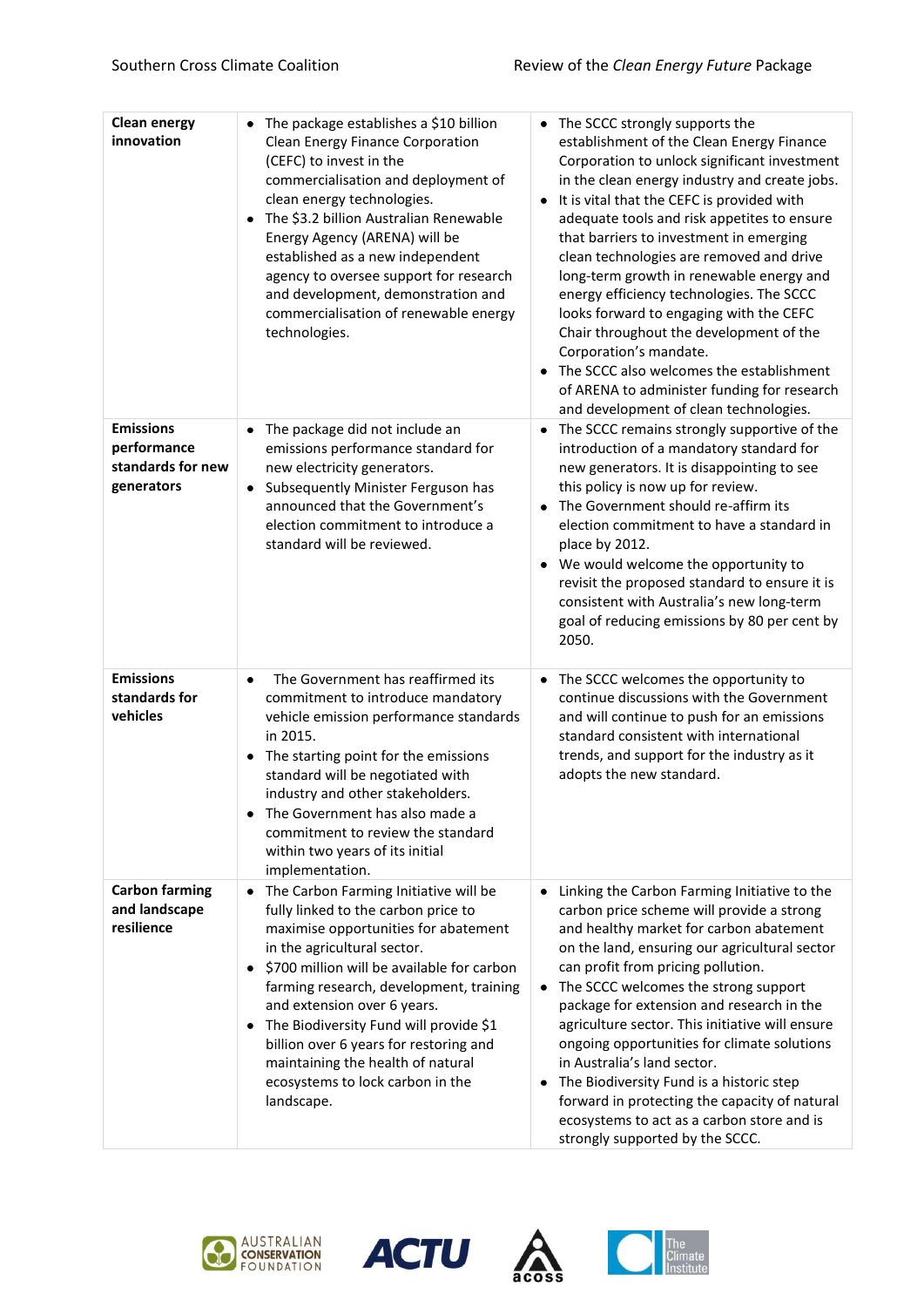| | | |
|---|---|---|
| **Clean energy innovation** | • The package establishes a $10 billion Clean Energy Finance Corporation (CEFC) to invest in the commercialisation and deployment of clean energy technologies.<br>• The $3.2 billion Australian Renewable Energy Agency (ARENA) will be established as a new independent agency to oversee support for research and development, demonstration and commercialisation of renewable energy technologies. | • The SCCC strongly supports the establishment of the Clean Energy Finance Corporation to unlock significant investment in the clean energy industry and create jobs.<br>• It is vital that the CEFC is provided with adequate tools and risk appetites to ensure that barriers to investment in emerging clean technologies are removed and drive long-term growth in renewable energy and energy efficiency technologies. The SCCC looks forward to engaging with the CEFC Chair throughout the development of the Corporation's mandate.<br>• The SCCC also welcomes the establishment of ARENA to administer funding for research and development of clean technologies. |
| **Emissions performance standards for new generators** | • The package did not include an emissions performance standard for new electricity generators.<br>• Subsequently Minister Ferguson has announced that the Government's election commitment to introduce a standard will be reviewed. | • The SCCC remains strongly supportive of the introduction of a mandatory standard for new generators. It is disappointing to see this policy is now up for review.<br>• The Government should re-affirm its election commitment to have a standard in place by 2012.<br>• We would welcome the opportunity to revisit the proposed standard to ensure it is consistent with Australia's new long-term goal of reducing emissions by 80 per cent by 2050. |
| **Emissions standards for vehicles** | • The Government has reaffirmed its commitment to introduce mandatory vehicle emission performance standards in 2015.<br>• The starting point for the emissions standard will be negotiated with industry and other stakeholders.<br>• The Government has also made a commitment to review the standard within two years of its initial implementation. | • The SCCC welcomes the opportunity to continue discussions with the Government and will continue to push for an emissions standard consistent with international trends, and support for the industry as it adopts the new standard. |
| **Carbon farming and landscape resilience** | • The Carbon Farming Initiative will be fully linked to the carbon price to maximise opportunities for abatement in the agricultural sector.<br>• $700 million will be available for carbon farming research, development, training and extension over 6 years.<br>• The Biodiversity Fund will provide $1 billion over 6 years for restoring and maintaining the health of natural ecosystems to lock carbon in the landscape. | • Linking the Carbon Farming Initiative to the carbon price scheme will provide a strong and healthy market for carbon abatement on the land, ensuring our agricultural sector can profit from pricing pollution.<br>• The SCCC welcomes the strong support package for extension and research in the agriculture sector. This initiative will ensure ongoing opportunities for climate solutions in Australia's land sector.<br>• The Biodiversity Fund is a historic step forward in protecting the capacity of natural ecosystems to act as a carbon store and is strongly supported by the SCCC. |